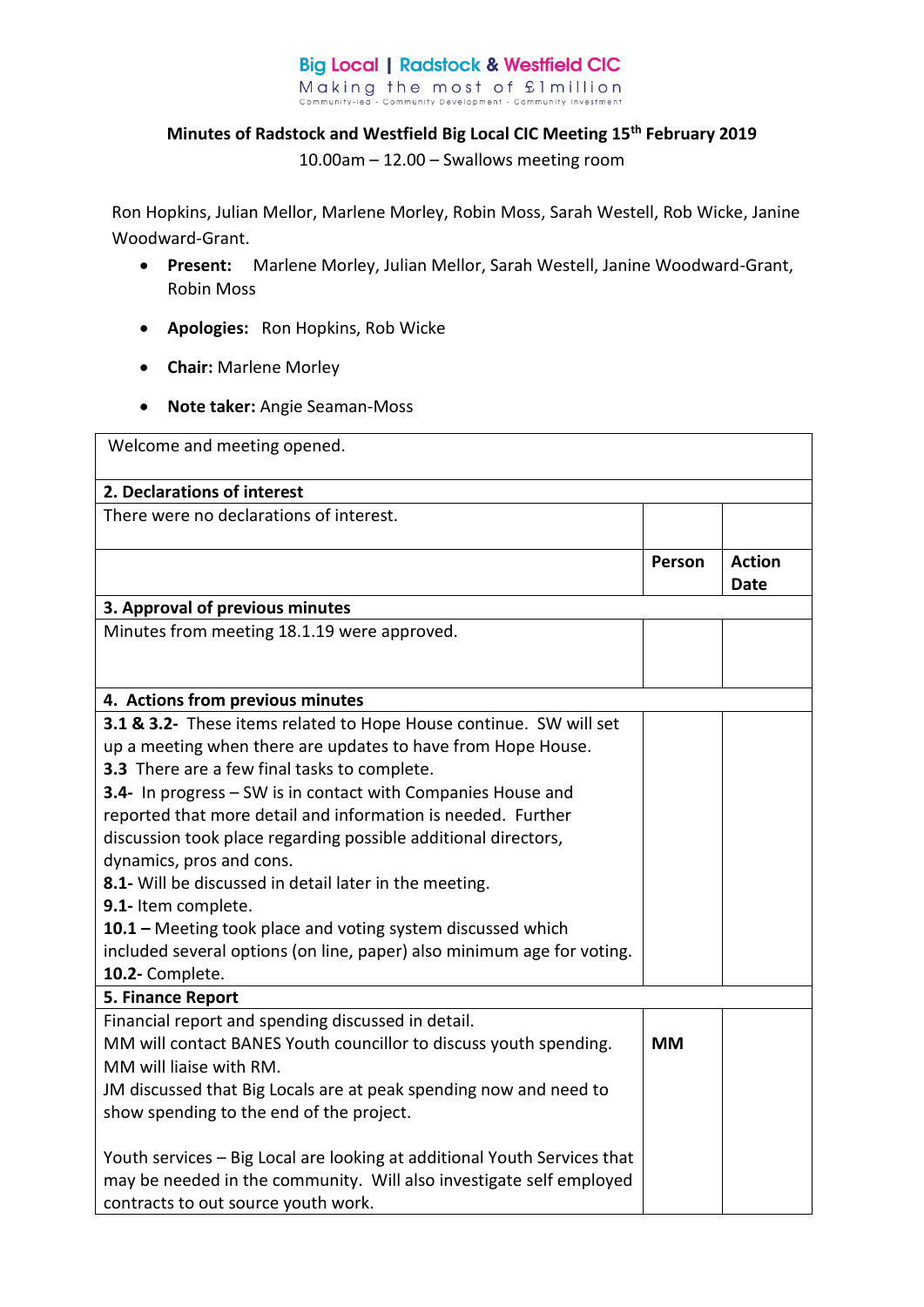Big Local | Radstock & Westfield CIC
Making the most of £1million
Community-led · Community Development · Community Investment

**Minutes of Radstock and Westfield Big Local CIC Meeting 15th February 2019**

10.00am – 12.00 – Swallows meeting room

Ron Hopkins, Julian Mellor, Marlene Morley, Robin Moss, Sarah Westell, Rob Wicke, Janine Woodward-Grant.

- **Present:** Marlene Morley, Julian Mellor, Sarah Westell, Janine Woodward-Grant, Robin Moss
- **Apologies:** Ron Hopkins, Rob Wicke
- **Chair:** Marlene Morley
- **Note taker:** Angie Seaman-Moss

| Welcome and meeting opened. | | |
|---|---|---|
| **2. Declarations of interest** | | |
| There were no declarations of interest. | | |
| | **Person** | **Action Date** |
| **3. Approval of previous minutes** | | |
| Minutes from meeting 18.1.19 were approved. | | |
| **4. Actions from previous minutes** | | |
| **3.1 & 3.2-** These items related to Hope House continue. SW will set up a meeting when there are updates to have from Hope House.<br>**3.3** There are a few final tasks to complete.<br>**3.4-** In progress – SW is in contact with Companies House and reported that more detail and information is needed. Further discussion took place regarding possible additional directors, dynamics, pros and cons.<br>**8.1-** Will be discussed in detail later in the meeting.<br>**9.1-** Item complete.<br>**10.1 –** Meeting took place and voting system discussed which included several options (on line, paper) also minimum age for voting.<br>**10.2-** Complete. | | |
| **5. Finance Report** | | |
| Financial report and spending discussed in detail.<br>MM will contact BANES Youth councillor to discuss youth spending. MM will liaise with RM.<br>JM discussed that Big Locals are at peak spending now and need to show spending to the end of the project.<br><br>Youth services – Big Local are looking at additional Youth Services that may be needed in the community. Will also investigate self employed contracts to out source youth work. | **MM** | |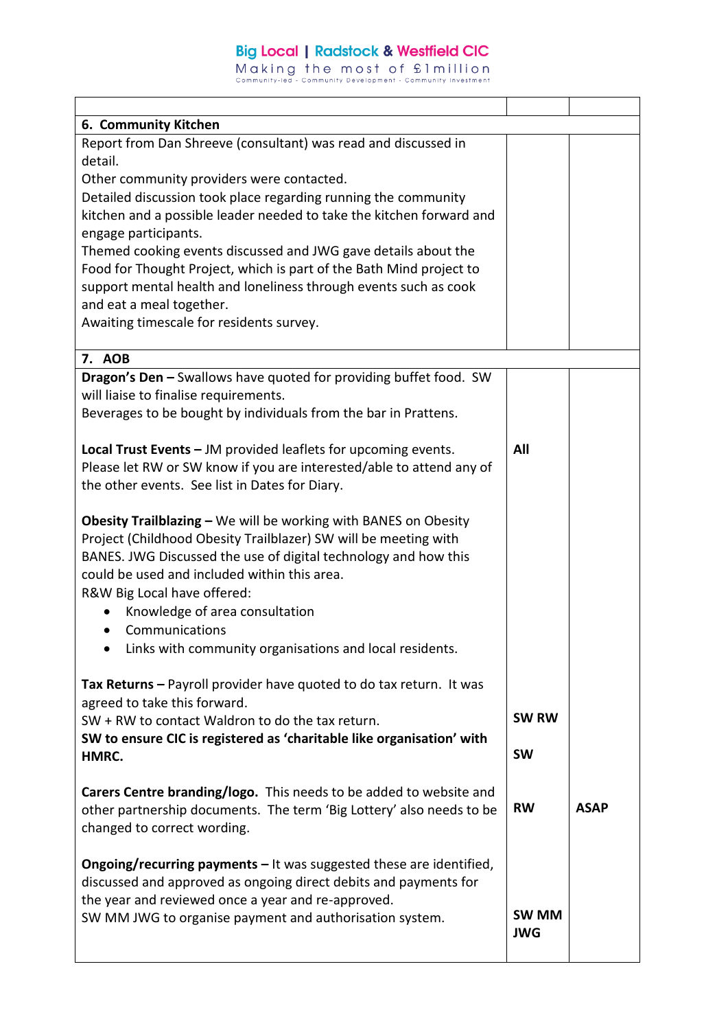| | | |
|---|---|---|
| **6. Community Kitchen** | | |
| Report from Dan Shreeve (consultant) was read and discussed in detail.<br>Other community providers were contacted.<br>Detailed discussion took place regarding running the community kitchen and a possible leader needed to take the kitchen forward and engage participants.<br>Themed cooking events discussed and JWG gave details about the Food for Thought Project, which is part of the Bath Mind project to support mental health and loneliness through events such as cook and eat a meal together.<br>Awaiting timescale for residents survey. | | |
| **7. AOB** | | |
| **Dragon's Den –** Swallows have quoted for providing buffet food. SW will liaise to finalise requirements.<br>Beverages to be bought by individuals from the bar in Prattens. | | |
| **Local Trust Events –** JM provided leaflets for upcoming events. Please let RW or SW know if you are interested/able to attend any of the other events. See list in Dates for Diary. | **All** | |
| **Obesity Trailblazing –** We will be working with BANES on Obesity Project (Childhood Obesity Trailblazer) SW will be meeting with BANES. JWG Discussed the use of digital technology and how this could be used and included within this area.<br>R&W Big Local have offered:<br>• Knowledge of area consultation<br>• Communications<br>• Links with community organisations and local residents. | | |
| **Tax Returns –** Payroll provider have quoted to do tax return. It was agreed to take this forward.<br>SW + RW to contact Waldron to do the tax return.<br>**SW to ensure CIC is registered as 'charitable like organisation' with HMRC.** | **SW RW**<br><br>**SW** | |
| **Carers Centre branding/logo.** This needs to be added to website and other partnership documents. The term 'Big Lottery' also needs to be changed to correct wording. | **RW** | **ASAP** |
| **Ongoing/recurring payments –** It was suggested these are identified, discussed and approved as ongoing direct debits and payments for the year and reviewed once a year and re-approved.<br>SW MM JWG to organise payment and authorisation system. | **SW MM JWG** | |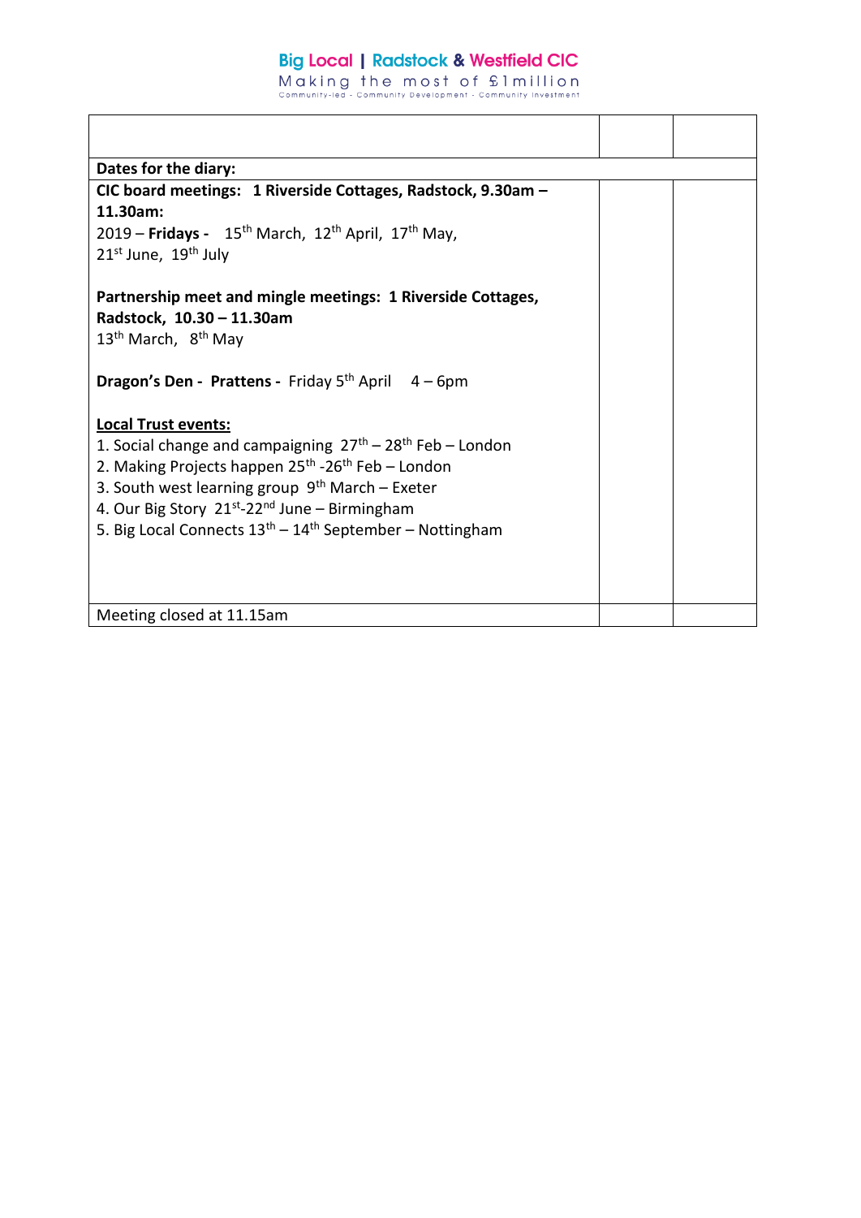Big Local | Radstock & Westfield CIC
Making the most of £1million
Community-led - Community Development - Community Investment

| | | |
|---|---|---|
| | | |
| **Dates for the diary:** | | |
| **CIC board meetings: 1 Riverside Cottages, Radstock, 9.30am – 11.30am:**<br>2019 – **Fridays -** 15th March, 12th April, 17th May, 21st June, 19th July<br><br>**Partnership meet and mingle meetings: 1 Riverside Cottages, Radstock, 10.30 – 11.30am**<br>13th March, 8th May<br><br>**Dragon's Den - Prattens -** Friday 5th April 4 – 6pm<br><br>**<u>Local Trust events:</u>**<br>1. Social change and campaigning 27th – 28th Feb – London<br>2. Making Projects happen 25th -26th Feb – London<br>3. South west learning group 9th March – Exeter<br>4. Our Big Story 21st-22nd June – Birmingham<br>5. Big Local Connects 13th – 14th September – Nottingham | | |
| Meeting closed at 11.15am | | |